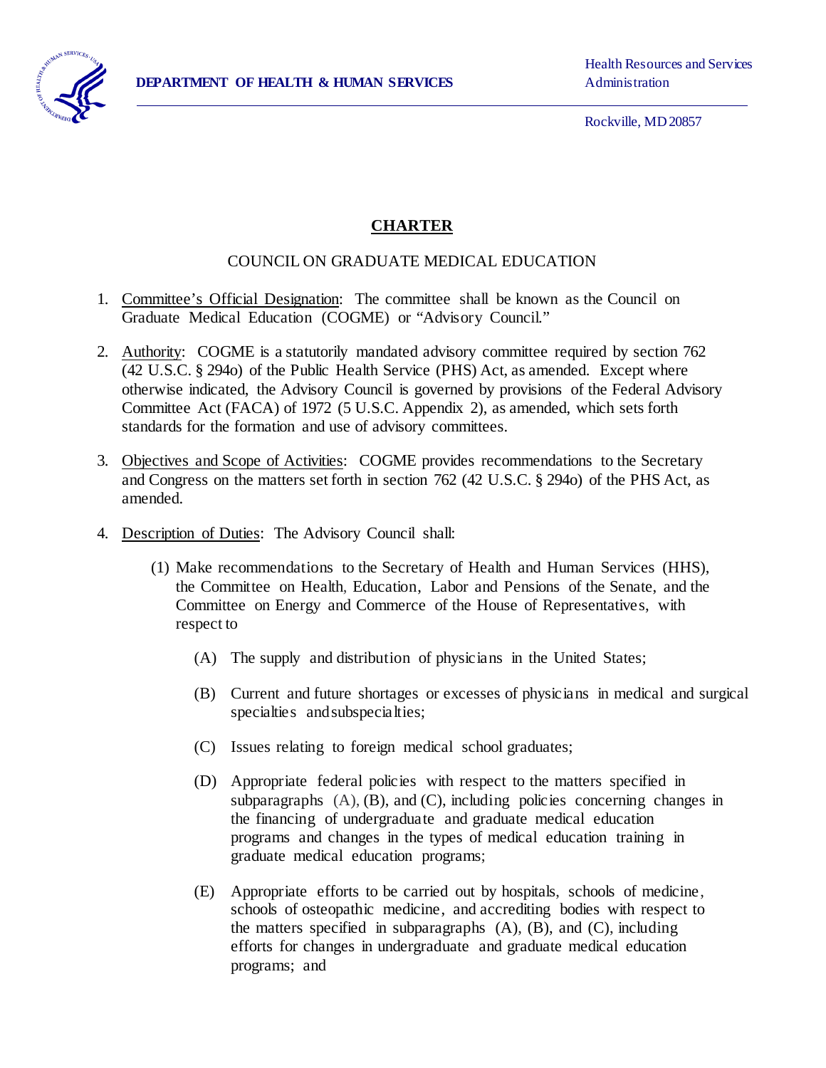DEPARTMENT OF HEALTH & HUMAN SERVICES

Health Resources and Services Administration

Rockville, MD 20857

# CHARTER

## COUNCIL ON GRADUATE MEDICAL EDUCATION

1. Committee's Official Designation: The committee shall be known as the Council on Graduate Medical Education (COGME) or "Advisory Council."

2. Authority: COGME is a statutorily mandated advisory committee required by section 762 (42 U.S.C. § 294o) of the Public Health Service (PHS) Act, as amended. Except where otherwise indicated, the Advisory Council is governed by provisions of the Federal Advisory Committee Act (FACA) of 1972 (5 U.S.C. Appendix 2), as amended, which sets forth standards for the formation and use of advisory committees.

3. Objectives and Scope of Activities: COGME provides recommendations to the Secretary and Congress on the matters set forth in section 762 (42 U.S.C. § 294o) of the PHS Act, as amended.

4. Description of Duties: The Advisory Council shall:

   (1) Make recommendations to the Secretary of Health and Human Services (HHS), the Committee on Health, Education, Labor and Pensions of the Senate, and the Committee on Energy and Commerce of the House of Representatives, with respect to

      (A) The supply and distribution of physicians in the United States;

      (B) Current and future shortages or excesses of physicians in medical and surgical specialties and subspecialties;

      (C) Issues relating to foreign medical school graduates;

      (D) Appropriate federal policies with respect to the matters specified in subparagraphs (A), (B), and (C), including policies concerning changes in the financing of undergraduate and graduate medical education programs and changes in the types of medical education training in graduate medical education programs;

      (E) Appropriate efforts to be carried out by hospitals, schools of medicine, schools of osteopathic medicine, and accrediting bodies with respect to the matters specified in subparagraphs (A), (B), and (C), including efforts for changes in undergraduate and graduate medical education programs; and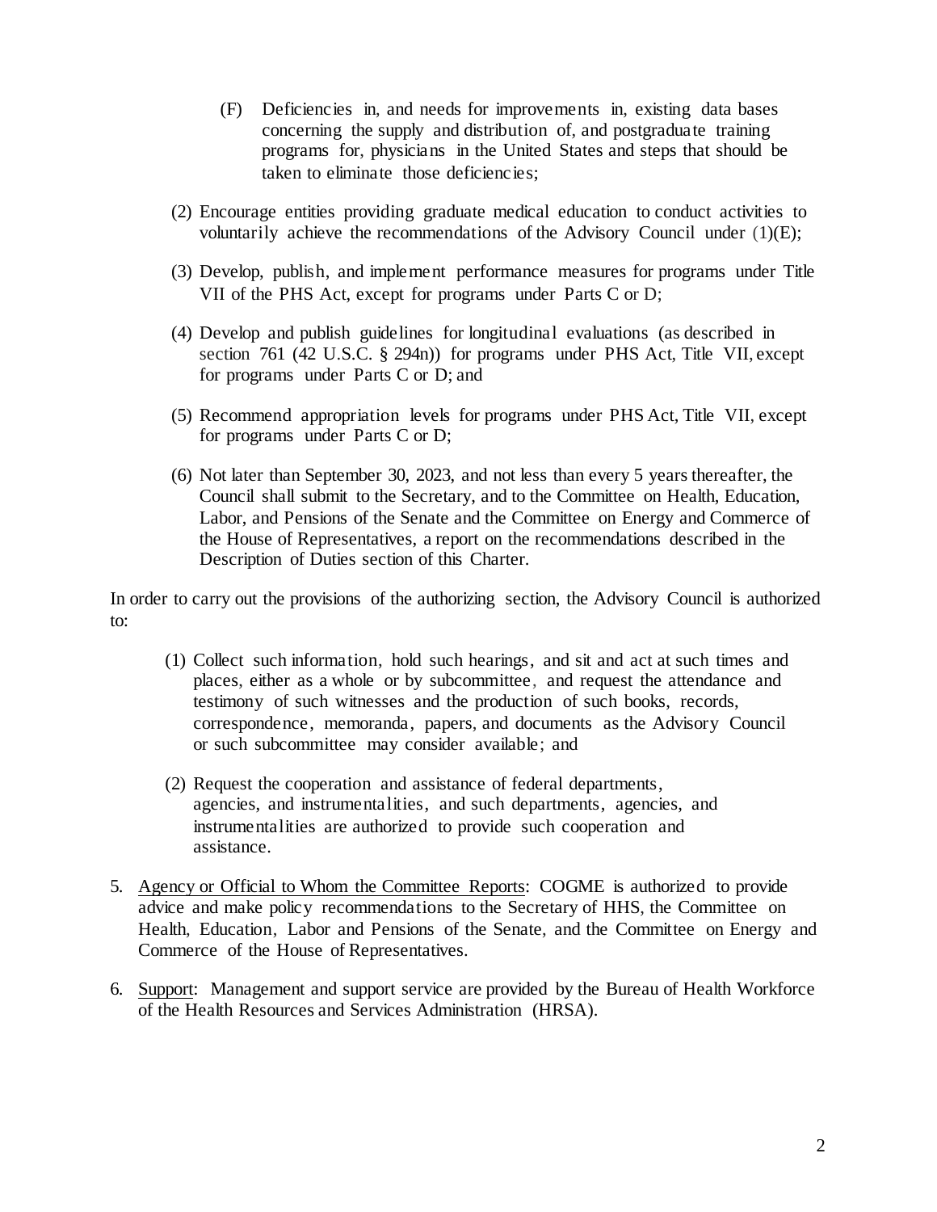(F) Deficiencies in, and needs for improvements in, existing data bases concerning the supply and distribution of, and postgraduate training programs for, physicians in the United States and steps that should be taken to eliminate those deficiencies;

(2) Encourage entities providing graduate medical education to conduct activities to voluntarily achieve the recommendations of the Advisory Council under (1)(E);

(3) Develop, publish, and implement performance measures for programs under Title VII of the PHS Act, except for programs under Parts C or D;

(4) Develop and publish guidelines for longitudinal evaluations (as described in section 761 (42 U.S.C. § 294n)) for programs under PHS Act, Title VII, except for programs under Parts C or D; and

(5) Recommend appropriation levels for programs under PHS Act, Title VII, except for programs under Parts C or D;

(6) Not later than September 30, 2023, and not less than every 5 years thereafter, the Council shall submit to the Secretary, and to the Committee on Health, Education, Labor, and Pensions of the Senate and the Committee on Energy and Commerce of the House of Representatives, a report on the recommendations described in the Description of Duties section of this Charter.

In order to carry out the provisions of the authorizing section, the Advisory Council is authorized to:

(1) Collect such information, hold such hearings, and sit and act at such times and places, either as a whole or by subcommittee, and request the attendance and testimony of such witnesses and the production of such books, records, correspondence, memoranda, papers, and documents as the Advisory Council or such subcommittee may consider available; and

(2) Request the cooperation and assistance of federal departments, agencies, and instrumentalities, and such departments, agencies, and instrumentalities are authorized to provide such cooperation and assistance.

5. Agency or Official to Whom the Committee Reports: COGME is authorized to provide advice and make policy recommendations to the Secretary of HHS, the Committee on Health, Education, Labor and Pensions of the Senate, and the Committee on Energy and Commerce of the House of Representatives.

6. Support: Management and support service are provided by the Bureau of Health Workforce of the Health Resources and Services Administration (HRSA).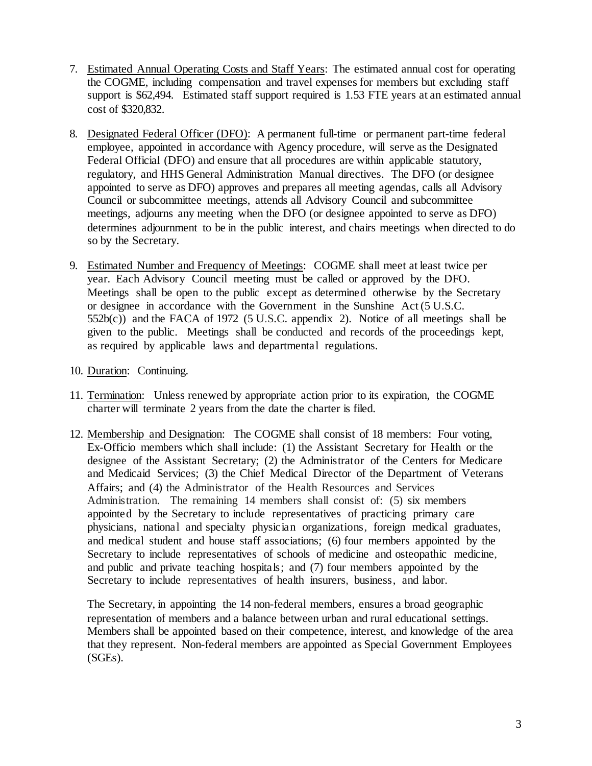7. <u>Estimated Annual Operating Costs and Staff Years</u>: The estimated annual cost for operating the COGME, including compensation and travel expenses for members but excluding staff support is $62,494. Estimated staff support required is 1.53 FTE years at an estimated annual cost of $320,832.

8. <u>Designated Federal Officer (DFO)</u>: A permanent full-time or permanent part-time federal employee, appointed in accordance with Agency procedure, will serve as the Designated Federal Official (DFO) and ensure that all procedures are within applicable statutory, regulatory, and HHS General Administration Manual directives. The DFO (or designee appointed to serve as DFO) approves and prepares all meeting agendas, calls all Advisory Council or subcommittee meetings, attends all Advisory Council and subcommittee meetings, adjourns any meeting when the DFO (or designee appointed to serve as DFO) determines adjournment to be in the public interest, and chairs meetings when directed to do so by the Secretary.

9. <u>Estimated Number and Frequency of Meetings</u>: COGME shall meet at least twice per year. Each Advisory Council meeting must be called or approved by the DFO. Meetings shall be open to the public except as determined otherwise by the Secretary or designee in accordance with the Government in the Sunshine Act (5 U.S.C. 552b(c)) and the FACA of 1972 (5 U.S.C. appendix 2). Notice of all meetings shall be given to the public. Meetings shall be conducted and records of the proceedings kept, as required by applicable laws and departmental regulations.

10. <u>Duration</u>: Continuing.

11. <u>Termination</u>: Unless renewed by appropriate action prior to its expiration, the COGME charter will terminate 2 years from the date the charter is filed.

12. <u>Membership and Designation</u>: The COGME shall consist of 18 members: Four voting, Ex-Officio members which shall include: (1) the Assistant Secretary for Health or the designee of the Assistant Secretary; (2) the Administrator of the Centers for Medicare and Medicaid Services; (3) the Chief Medical Director of the Department of Veterans Affairs; and (4) the Administrator of the Health Resources and Services Administration. The remaining 14 members shall consist of: (5) six members appointed by the Secretary to include representatives of practicing primary care physicians, national and specialty physician organizations, foreign medical graduates, and medical student and house staff associations; (6) four members appointed by the Secretary to include representatives of schools of medicine and osteopathic medicine, and public and private teaching hospitals; and (7) four members appointed by the Secretary to include representatives of health insurers, business, and labor.

    The Secretary, in appointing the 14 non-federal members, ensures a broad geographic representation of members and a balance between urban and rural educational settings. Members shall be appointed based on their competence, interest, and knowledge of the area that they represent. Non-federal members are appointed as Special Government Employees (SGEs).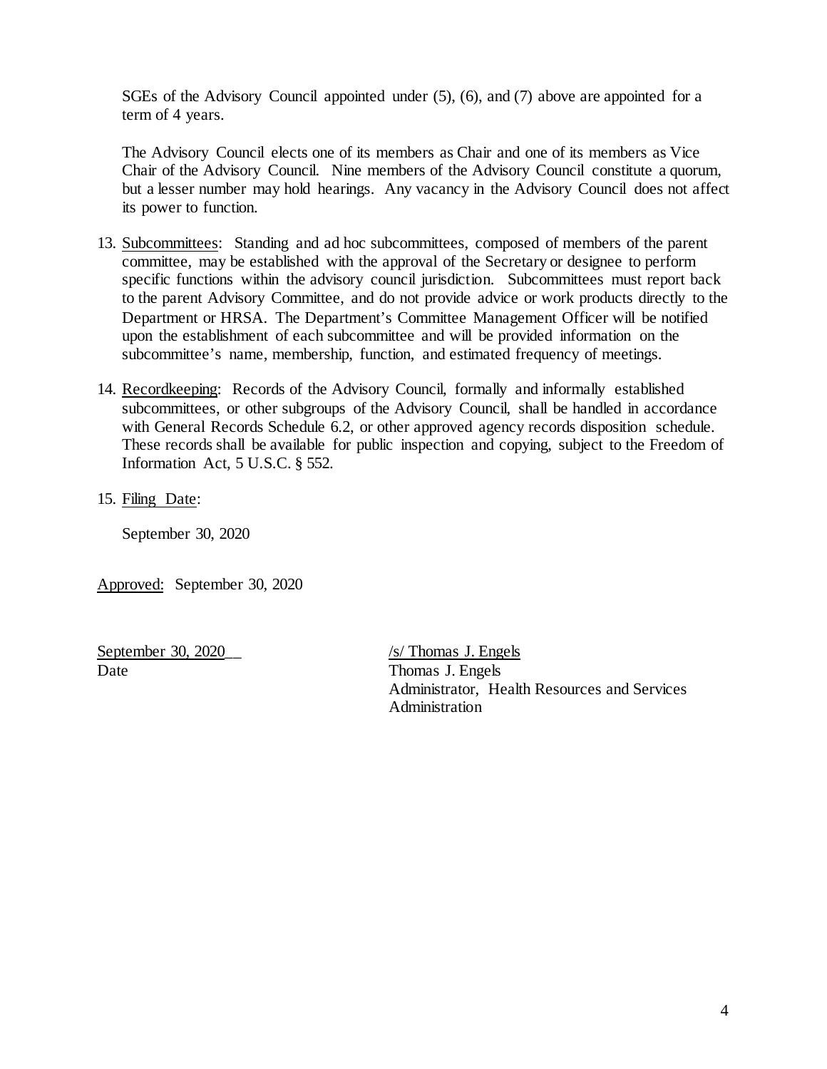SGEs of the Advisory Council appointed under (5), (6), and (7) above are appointed for a term of 4 years.

The Advisory Council elects one of its members as Chair and one of its members as Vice Chair of the Advisory Council. Nine members of the Advisory Council constitute a quorum, but a lesser number may hold hearings. Any vacancy in the Advisory Council does not affect its power to function.

13. Subcommittees: Standing and ad hoc subcommittees, composed of members of the parent committee, may be established with the approval of the Secretary or designee to perform specific functions within the advisory council jurisdiction. Subcommittees must report back to the parent Advisory Committee, and do not provide advice or work products directly to the Department or HRSA. The Department's Committee Management Officer will be notified upon the establishment of each subcommittee and will be provided information on the subcommittee's name, membership, function, and estimated frequency of meetings.

14. Recordkeeping: Records of the Advisory Council, formally and informally established subcommittees, or other subgroups of the Advisory Council, shall be handled in accordance with General Records Schedule 6.2, or other approved agency records disposition schedule. These records shall be available for public inspection and copying, subject to the Freedom of Information Act, 5 U.S.C. § 552.

15. Filing Date:

    September 30, 2020

Approved: September 30, 2020

September 30, 2020__
Date

/s/ Thomas J. Engels
Thomas J. Engels
Administrator, Health Resources and Services Administration